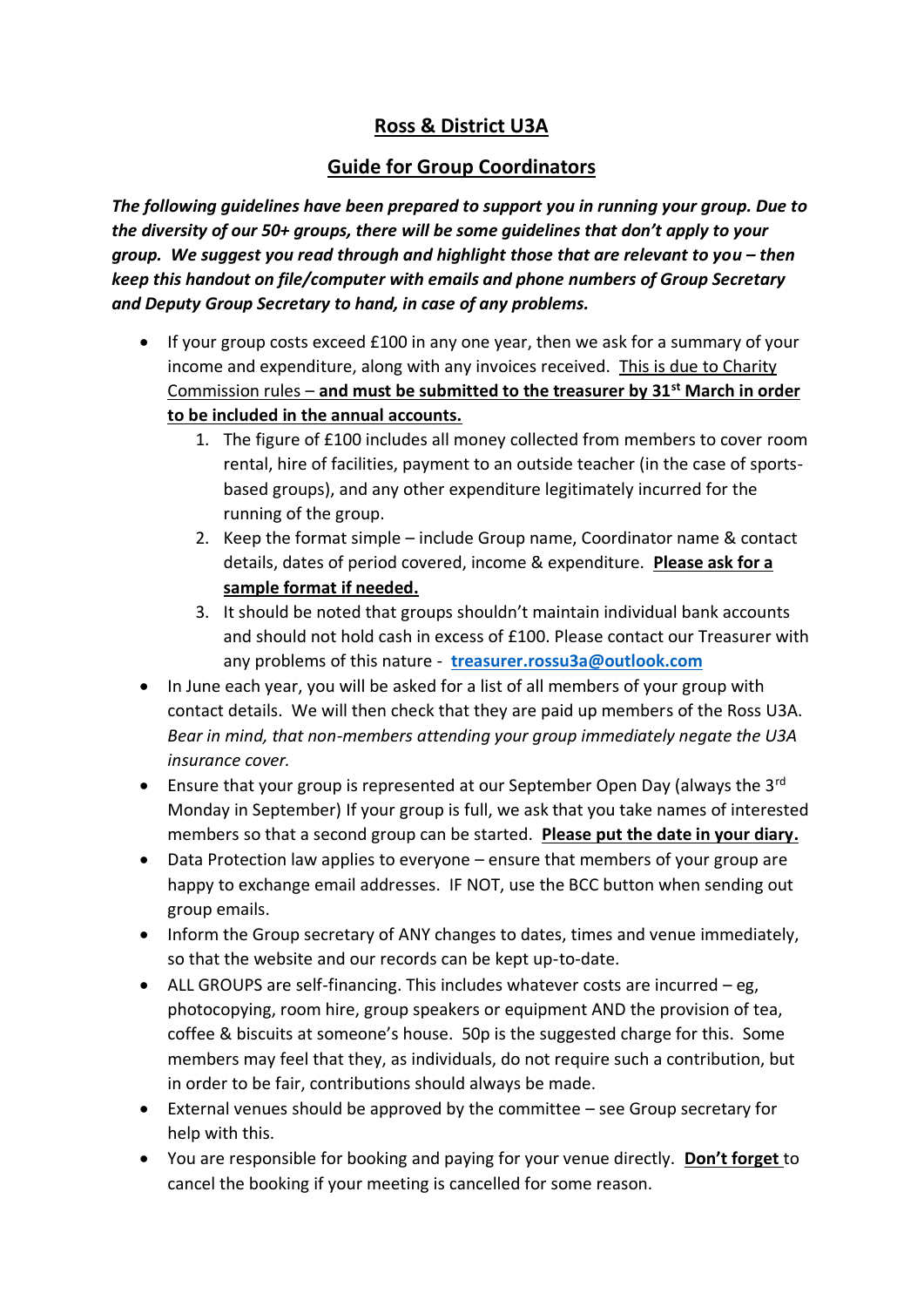# Ross & District U3A

## Guide for Group Coordinators

***The following guidelines have been prepared to support you in running your group. Due to the diversity of our 50+ groups, there will be some guidelines that don't apply to your group. We suggest you read through and highlight those that are relevant to you – then keep this handout on file/computer with emails and phone numbers of Group Secretary and Deputy Group Secretary to hand, in case of any problems.***

- If your group costs exceed £100 in any one year, then we ask for a summary of your income and expenditure, along with any invoices received. <u>This is due to Charity Commission rules – **and must be submitted to the treasurer by 31st March in order to be included in the annual accounts.**</u>
  1. The figure of £100 includes all money collected from members to cover room rental, hire of facilities, payment to an outside teacher (in the case of sports-based groups), and any other expenditure legitimately incurred for the running of the group.
  2. Keep the format simple – include Group name, Coordinator name & contact details, dates of period covered, income & expenditure. <u>**Please ask for a sample format if needed.**</u>
  3. It should be noted that groups shouldn't maintain individual bank accounts and should not hold cash in excess of £100. Please contact our Treasurer with any problems of this nature - **treasurer.rossu3a@outlook.com**
- In June each year, you will be asked for a list of all members of your group with contact details. We will then check that they are paid up members of the Ross U3A. *Bear in mind, that non-members attending your group immediately negate the U3A insurance cover.*
- Ensure that your group is represented at our September Open Day (always the 3rd Monday in September) If your group is full, we ask that you take names of interested members so that a second group can be started. <u>**Please put the date in your diary.**</u>
- Data Protection law applies to everyone – ensure that members of your group are happy to exchange email addresses. IF NOT, use the BCC button when sending out group emails.
- Inform the Group secretary of ANY changes to dates, times and venue immediately, so that the website and our records can be kept up-to-date.
- ALL GROUPS are self-financing. This includes whatever costs are incurred – eg, photocopying, room hire, group speakers or equipment AND the provision of tea, coffee & biscuits at someone's house. 50p is the suggested charge for this. Some members may feel that they, as individuals, do not require such a contribution, but in order to be fair, contributions should always be made.
- External venues should be approved by the committee – see Group secretary for help with this.
- You are responsible for booking and paying for your venue directly. <u>**Don't forget**</u> to cancel the booking if your meeting is cancelled for some reason.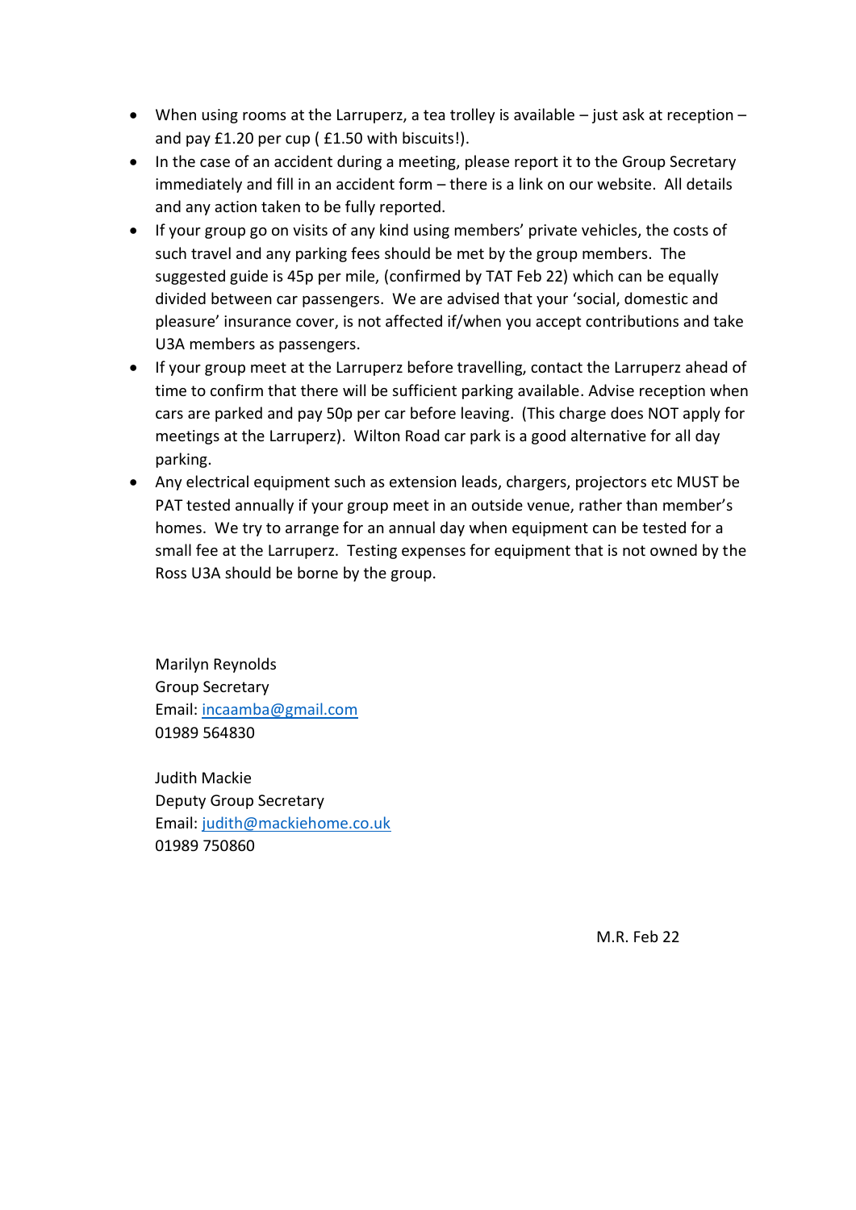- When using rooms at the Larruperz, a tea trolley is available – just ask at reception – and pay £1.20 per cup ( £1.50 with biscuits!).
- In the case of an accident during a meeting, please report it to the Group Secretary immediately and fill in an accident form – there is a link on our website. All details and any action taken to be fully reported.
- If your group go on visits of any kind using members' private vehicles, the costs of such travel and any parking fees should be met by the group members. The suggested guide is 45p per mile, (confirmed by TAT Feb 22) which can be equally divided between car passengers. We are advised that your 'social, domestic and pleasure' insurance cover, is not affected if/when you accept contributions and take U3A members as passengers.
- If your group meet at the Larruperz before travelling, contact the Larruperz ahead of time to confirm that there will be sufficient parking available. Advise reception when cars are parked and pay 50p per car before leaving. (This charge does NOT apply for meetings at the Larruperz). Wilton Road car park is a good alternative for all day parking.
- Any electrical equipment such as extension leads, chargers, projectors etc MUST be PAT tested annually if your group meet in an outside venue, rather than member's homes. We try to arrange for an annual day when equipment can be tested for a small fee at the Larruperz. Testing expenses for equipment that is not owned by the Ross U3A should be borne by the group.

Marilyn Reynolds
Group Secretary
Email: incaamba@gmail.com
01989 564830

Judith Mackie
Deputy Group Secretary
Email: judith@mackiehome.co.uk
01989 750860

M.R. Feb 22